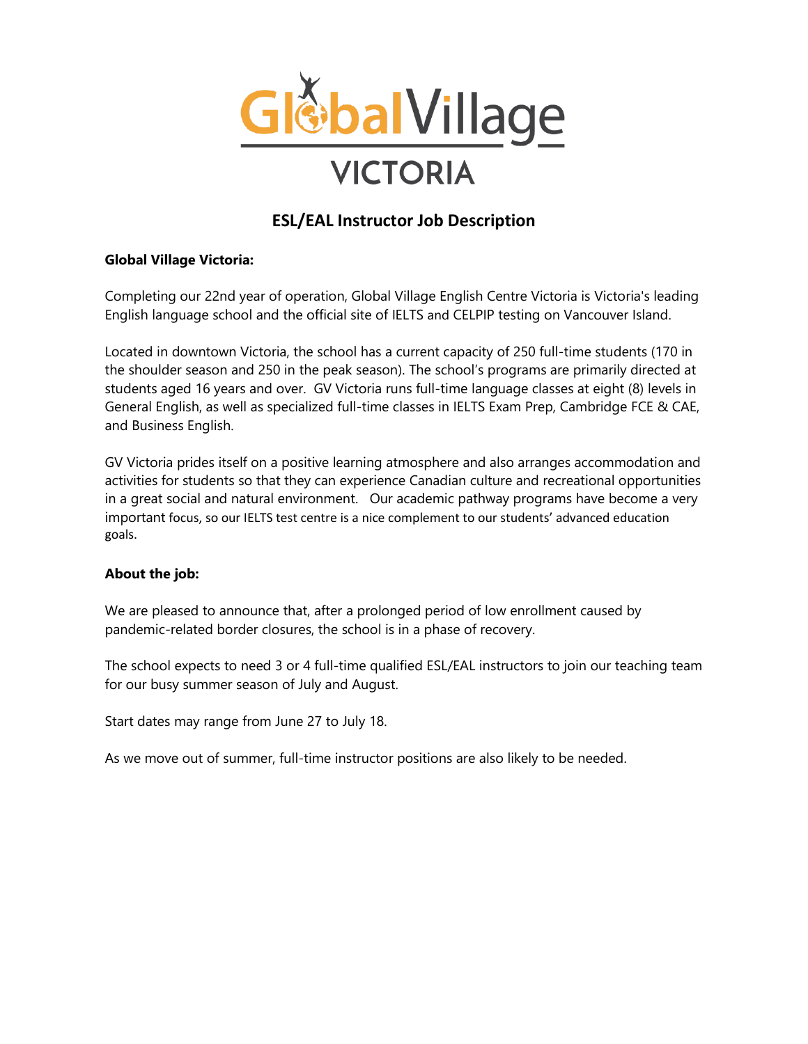# GlobalVillage VICTORIA

## ESL/EAL Instructor Job Description

**Global Village Victoria:**

Completing our 22nd year of operation, Global Village English Centre Victoria is Victoria's leading English language school and the official site of IELTS and CELPIP testing on Vancouver Island.

Located in downtown Victoria, the school has a current capacity of 250 full-time students (170 in the shoulder season and 250 in the peak season). The school's programs are primarily directed at students aged 16 years and over. GV Victoria runs full-time language classes at eight (8) levels in General English, as well as specialized full-time classes in IELTS Exam Prep, Cambridge FCE & CAE, and Business English.

GV Victoria prides itself on a positive learning atmosphere and also arranges accommodation and activities for students so that they can experience Canadian culture and recreational opportunities in a great social and natural environment. Our academic pathway programs have become a very important focus, so our IELTS test centre is a nice complement to our students' advanced education goals.

**About the job:**

We are pleased to announce that, after a prolonged period of low enrollment caused by pandemic-related border closures, the school is in a phase of recovery.

The school expects to need 3 or 4 full-time qualified ESL/EAL instructors to join our teaching team for our busy summer season of July and August.

Start dates may range from June 27 to July 18.

As we move out of summer, full-time instructor positions are also likely to be needed.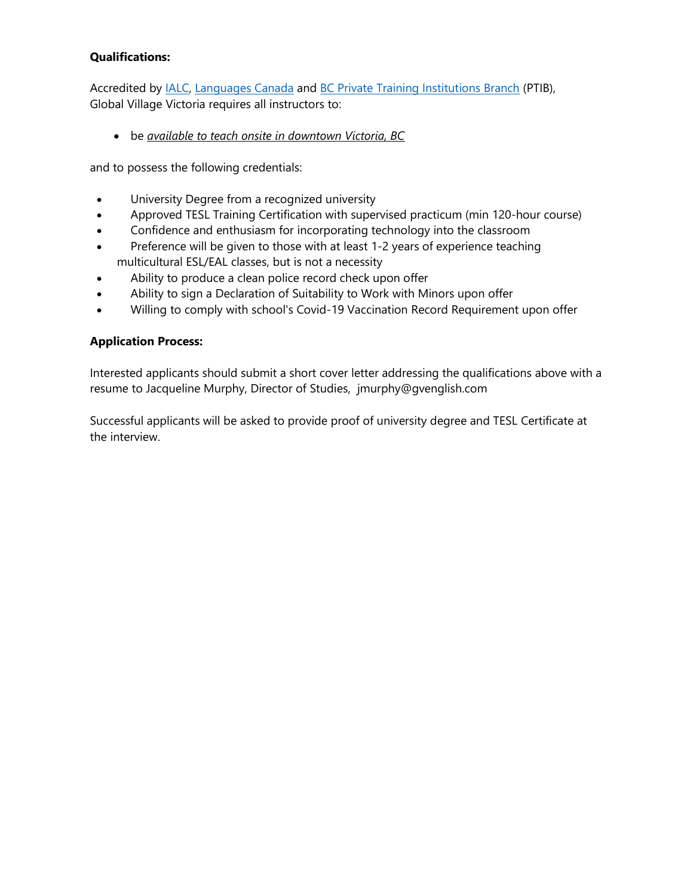**Qualifications:**

Accredited by IALC, Languages Canada and BC Private Training Institutions Branch (PTIB), Global Village Victoria requires all instructors to:

- be *available to teach onsite in downtown Victoria, BC*

and to possess the following credentials:

- University Degree from a recognized university
- Approved TESL Training Certification with supervised practicum (min 120-hour course)
- Confidence and enthusiasm for incorporating technology into the classroom
- Preference will be given to those with at least 1-2 years of experience teaching multicultural ESL/EAL classes, but is not a necessity
- Ability to produce a clean police record check upon offer
- Ability to sign a Declaration of Suitability to Work with Minors upon offer
- Willing to comply with school's Covid-19 Vaccination Record Requirement upon offer

**Application Process:**

Interested applicants should submit a short cover letter addressing the qualifications above with a resume to Jacqueline Murphy, Director of Studies, jmurphy@gvenglish.com

Successful applicants will be asked to provide proof of university degree and TESL Certificate at the interview.